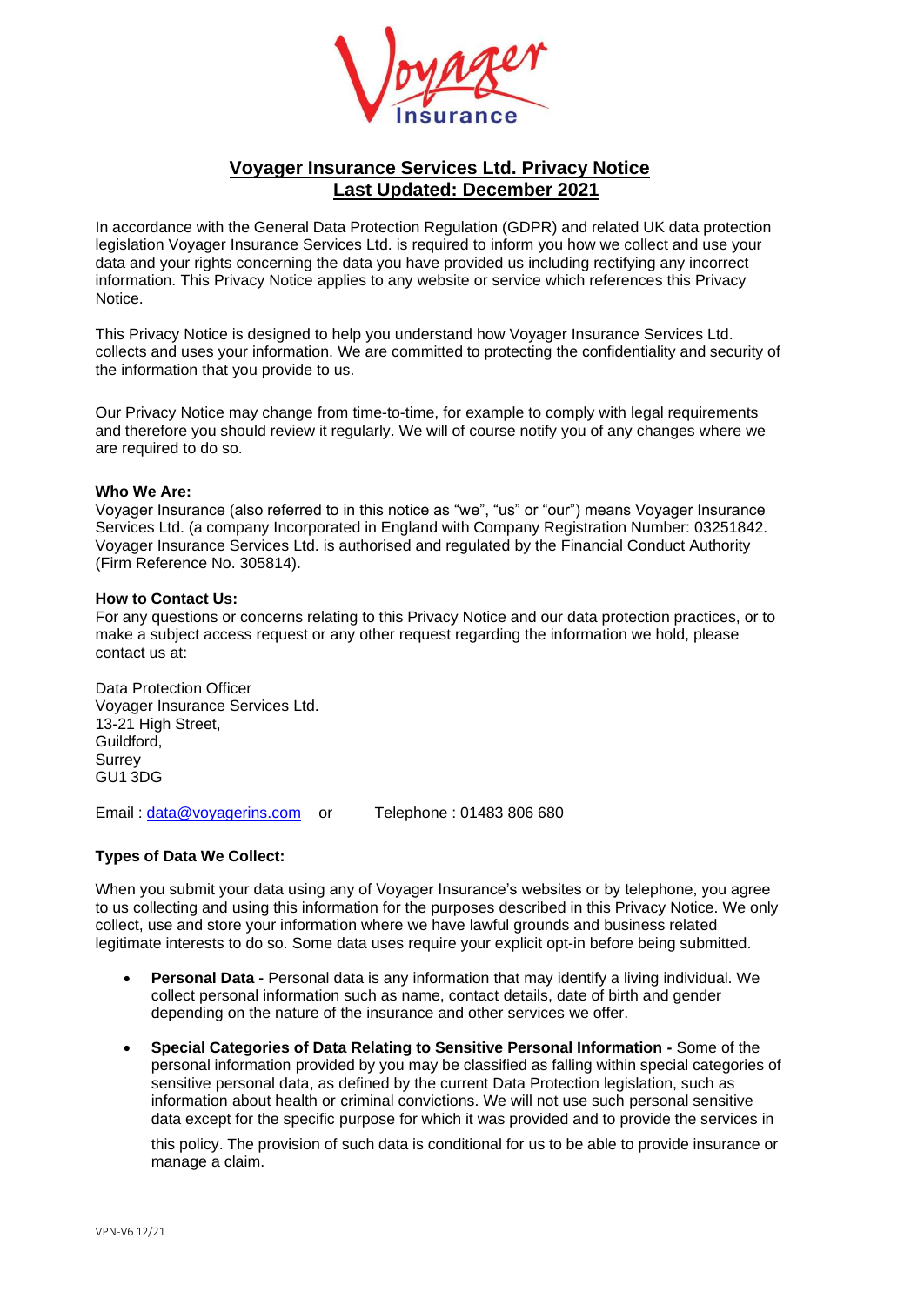# Voyager Insurance Services Ltd. Privacy Notice
## Last Updated: December 2021

In accordance with the General Data Protection Regulation (GDPR) and related UK data protection legislation Voyager Insurance Services Ltd. is required to inform you how we collect and use your data and your rights concerning the data you have provided us including rectifying any incorrect information. This Privacy Notice applies to any website or service which references this Privacy Notice.

This Privacy Notice is designed to help you understand how Voyager Insurance Services Ltd. collects and uses your information. We are committed to protecting the confidentiality and security of the information that you provide to us.

Our Privacy Notice may change from time-to-time, for example to comply with legal requirements and therefore you should review it regularly. We will of course notify you of any changes where we are required to do so.

**Who We Are:**
Voyager Insurance (also referred to in this notice as "we", "us" or "our") means Voyager Insurance Services Ltd. (a company Incorporated in England with Company Registration Number: 03251842. Voyager Insurance Services Ltd. is authorised and regulated by the Financial Conduct Authority (Firm Reference No. 305814).

**How to Contact Us:**
For any questions or concerns relating to this Privacy Notice and our data protection practices, or to make a subject access request or any other request regarding the information we hold, please contact us at:

Data Protection Officer
Voyager Insurance Services Ltd.
13-21 High Street,
Guildford,
Surrey
GU1 3DG

Email : data@voyagerins.com or Telephone : 01483 806 680

**Types of Data We Collect:**

When you submit your data using any of Voyager Insurance's websites or by telephone, you agree to us collecting and using this information for the purposes described in this Privacy Notice. We only collect, use and store your information where we have lawful grounds and business related legitimate interests to do so. Some data uses require your explicit opt-in before being submitted.

- **Personal Data -** Personal data is any information that may identify a living individual. We collect personal information such as name, contact details, date of birth and gender depending on the nature of the insurance and other services we offer.

- **Special Categories of Data Relating to Sensitive Personal Information -** Some of the personal information provided by you may be classified as falling within special categories of sensitive personal data, as defined by the current Data Protection legislation, such as information about health or criminal convictions. We will not use such personal sensitive data except for the specific purpose for which it was provided and to provide the services in this policy. The provision of such data is conditional for us to be able to provide insurance or manage a claim.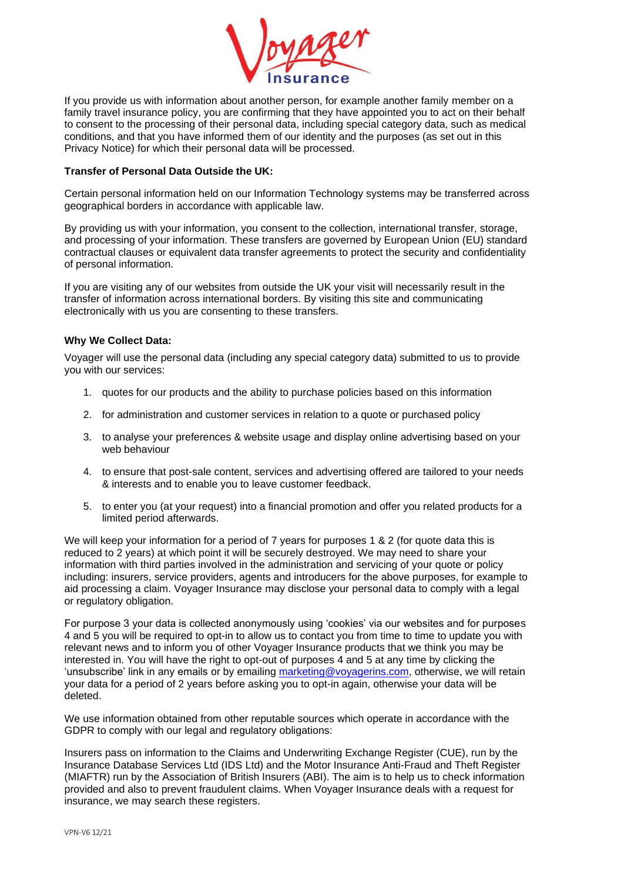If you provide us with information about another person, for example another family member on a family travel insurance policy, you are confirming that they have appointed you to act on their behalf to consent to the processing of their personal data, including special category data, such as medical conditions, and that you have informed them of our identity and the purposes (as set out in this Privacy Notice) for which their personal data will be processed.

**Transfer of Personal Data Outside the UK:**

Certain personal information held on our Information Technology systems may be transferred across geographical borders in accordance with applicable law.

By providing us with your information, you consent to the collection, international transfer, storage, and processing of your information. These transfers are governed by European Union (EU) standard contractual clauses or equivalent data transfer agreements to protect the security and confidentiality of personal information.

If you are visiting any of our websites from outside the UK your visit will necessarily result in the transfer of information across international borders. By visiting this site and communicating electronically with us you are consenting to these transfers.

**Why We Collect Data:**

Voyager will use the personal data (including any special category data) submitted to us to provide you with our services:

1. quotes for our products and the ability to purchase policies based on this information
2. for administration and customer services in relation to a quote or purchased policy
3. to analyse your preferences & website usage and display online advertising based on your web behaviour
4. to ensure that post-sale content, services and advertising offered are tailored to your needs & interests and to enable you to leave customer feedback.
5. to enter you (at your request) into a financial promotion and offer you related products for a limited period afterwards.

We will keep your information for a period of 7 years for purposes 1 & 2 (for quote data this is reduced to 2 years) at which point it will be securely destroyed. We may need to share your information with third parties involved in the administration and servicing of your quote or policy including: insurers, service providers, agents and introducers for the above purposes, for example to aid processing a claim. Voyager Insurance may disclose your personal data to comply with a legal or regulatory obligation.

For purpose 3 your data is collected anonymously using 'cookies' via our websites and for purposes 4 and 5 you will be required to opt-in to allow us to contact you from time to time to update you with relevant news and to inform you of other Voyager Insurance products that we think you may be interested in. You will have the right to opt-out of purposes 4 and 5 at any time by clicking the 'unsubscribe' link in any emails or by emailing marketing@voyagerins.com, otherwise, we will retain your data for a period of 2 years before asking you to opt-in again, otherwise your data will be deleted.

We use information obtained from other reputable sources which operate in accordance with the GDPR to comply with our legal and regulatory obligations:

Insurers pass on information to the Claims and Underwriting Exchange Register (CUE), run by the Insurance Database Services Ltd (IDS Ltd) and the Motor Insurance Anti-Fraud and Theft Register (MIAFTR) run by the Association of British Insurers (ABI). The aim is to help us to check information provided and also to prevent fraudulent claims. When Voyager Insurance deals with a request for insurance, we may search these registers.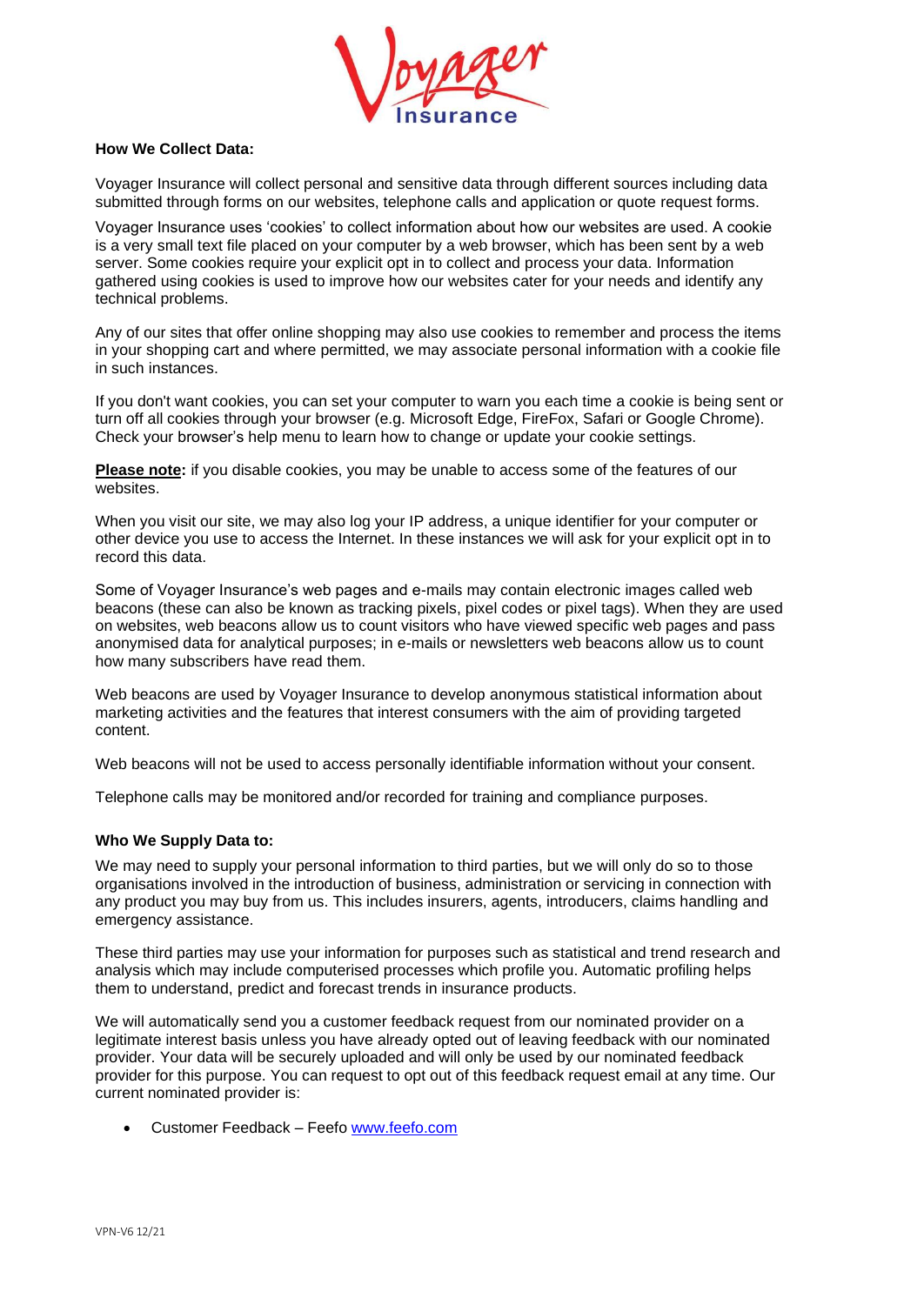**How We Collect Data:**

Voyager Insurance will collect personal and sensitive data through different sources including data submitted through forms on our websites, telephone calls and application or quote request forms.

Voyager Insurance uses 'cookies' to collect information about how our websites are used. A cookie is a very small text file placed on your computer by a web browser, which has been sent by a web server. Some cookies require your explicit opt in to collect and process your data. Information gathered using cookies is used to improve how our websites cater for your needs and identify any technical problems.

Any of our sites that offer online shopping may also use cookies to remember and process the items in your shopping cart and where permitted, we may associate personal information with a cookie file in such instances.

If you don't want cookies, you can set your computer to warn you each time a cookie is being sent or turn off all cookies through your browser (e.g. Microsoft Edge, FireFox, Safari or Google Chrome). Check your browser's help menu to learn how to change or update your cookie settings.

**Please note:** if you disable cookies, you may be unable to access some of the features of our websites.

When you visit our site, we may also log your IP address, a unique identifier for your computer or other device you use to access the Internet. In these instances we will ask for your explicit opt in to record this data.

Some of Voyager Insurance's web pages and e-mails may contain electronic images called web beacons (these can also be known as tracking pixels, pixel codes or pixel tags). When they are used on websites, web beacons allow us to count visitors who have viewed specific web pages and pass anonymised data for analytical purposes; in e-mails or newsletters web beacons allow us to count how many subscribers have read them.

Web beacons are used by Voyager Insurance to develop anonymous statistical information about marketing activities and the features that interest consumers with the aim of providing targeted content.

Web beacons will not be used to access personally identifiable information without your consent.

Telephone calls may be monitored and/or recorded for training and compliance purposes.

**Who We Supply Data to:**

We may need to supply your personal information to third parties, but we will only do so to those organisations involved in the introduction of business, administration or servicing in connection with any product you may buy from us. This includes insurers, agents, introducers, claims handling and emergency assistance.

These third parties may use your information for purposes such as statistical and trend research and analysis which may include computerised processes which profile you. Automatic profiling helps them to understand, predict and forecast trends in insurance products.

We will automatically send you a customer feedback request from our nominated provider on a legitimate interest basis unless you have already opted out of leaving feedback with our nominated provider. Your data will be securely uploaded and will only be used by our nominated feedback provider for this purpose. You can request to opt out of this feedback request email at any time. Our current nominated provider is:

- Customer Feedback – Feefo www.feefo.com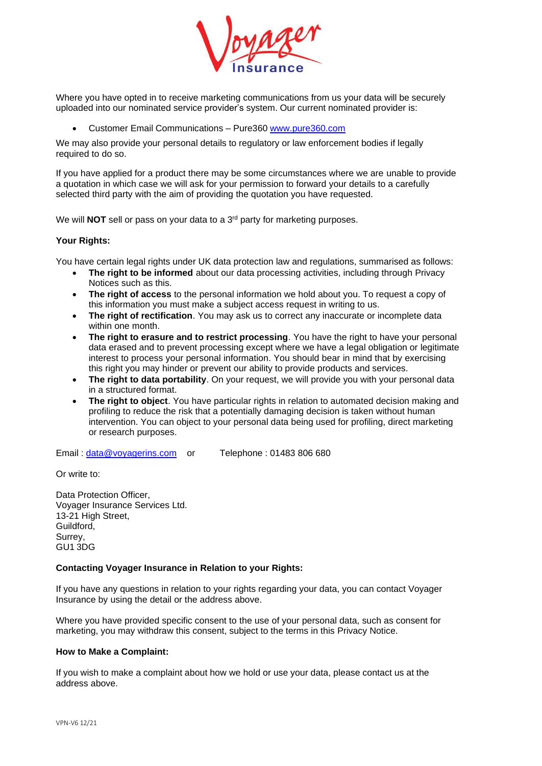Where you have opted in to receive marketing communications from us your data will be securely uploaded into our nominated service provider's system. Our current nominated provider is:

- Customer Email Communications – Pure360 www.pure360.com

We may also provide your personal details to regulatory or law enforcement bodies if legally required to do so.

If you have applied for a product there may be some circumstances where we are unable to provide a quotation in which case we will ask for your permission to forward your details to a carefully selected third party with the aim of providing the quotation you have requested.

We will **NOT** sell or pass on your data to a 3rd party for marketing purposes.

**Your Rights:**

You have certain legal rights under UK data protection law and regulations, summarised as follows:

- **The right to be informed** about our data processing activities, including through Privacy Notices such as this.
- **The right of access** to the personal information we hold about you. To request a copy of this information you must make a subject access request in writing to us.
- **The right of rectification**. You may ask us to correct any inaccurate or incomplete data within one month.
- **The right to erasure and to restrict processing**. You have the right to have your personal data erased and to prevent processing except where we have a legal obligation or legitimate interest to process your personal information. You should bear in mind that by exercising this right you may hinder or prevent our ability to provide products and services.
- **The right to data portability**. On your request, we will provide you with your personal data in a structured format.
- **The right to object**. You have particular rights in relation to automated decision making and profiling to reduce the risk that a potentially damaging decision is taken without human intervention. You can object to your personal data being used for profiling, direct marketing or research purposes.

Email : data@voyagerins.com or Telephone : 01483 806 680

Or write to:

Data Protection Officer,
Voyager Insurance Services Ltd.
13-21 High Street,
Guildford,
Surrey,
GU1 3DG

**Contacting Voyager Insurance in Relation to your Rights:**

If you have any questions in relation to your rights regarding your data, you can contact Voyager Insurance by using the detail or the address above.

Where you have provided specific consent to the use of your personal data, such as consent for marketing, you may withdraw this consent, subject to the terms in this Privacy Notice.

**How to Make a Complaint:**

If you wish to make a complaint about how we hold or use your data, please contact us at the address above.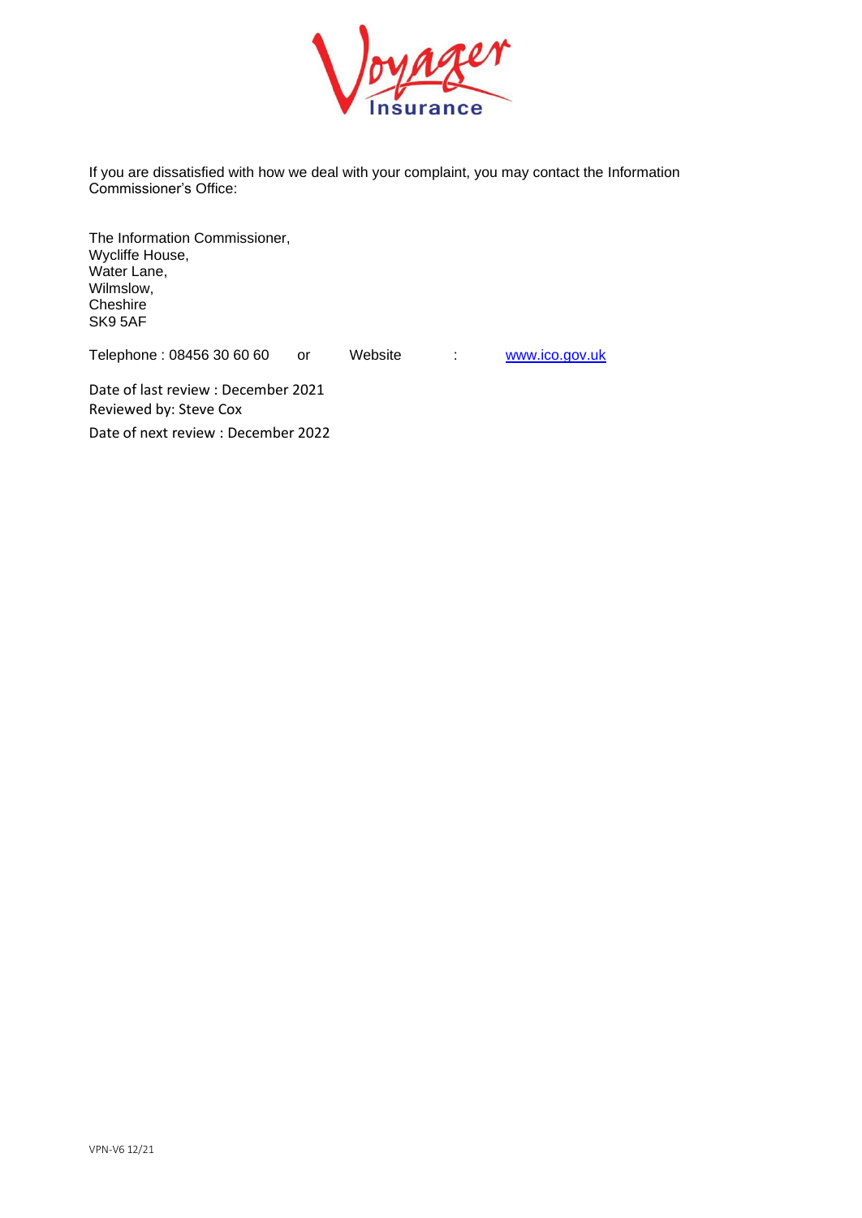If you are dissatisfied with how we deal with your complaint, you may contact the Information Commissioner's Office:

The Information Commissioner,
Wycliffe House,
Water Lane,
Wilmslow,
Cheshire
SK9 5AF

Telephone : 08456 30 60 60 or Website : www.ico.gov.uk

Date of last review : December 2021
Reviewed by: Steve Cox
Date of next review : December 2022

VPN-V6 12/21